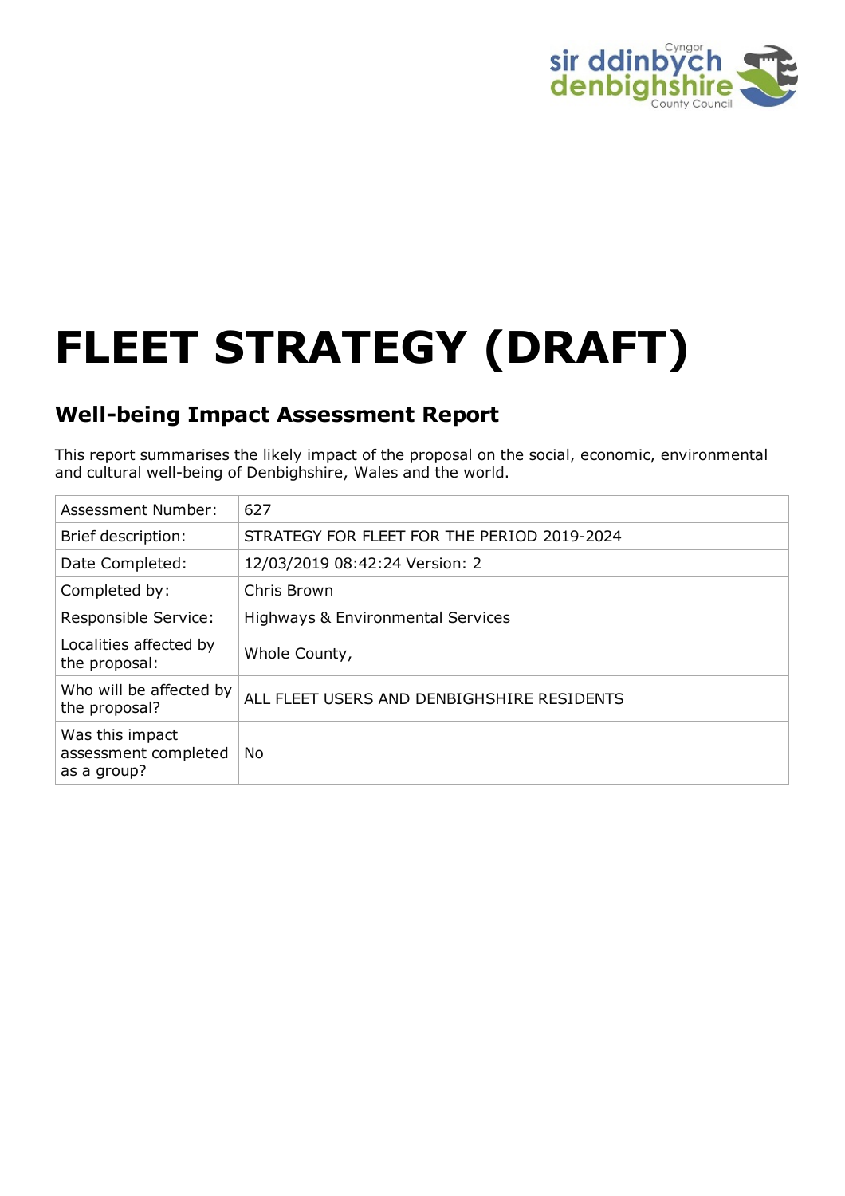# FLEET STRATEGY (DRAFT)

## Well-being Impact Assessment Report

This report summarises the likely impact of the proposal on the social, economic, environmental and cultural well-being of Denbighshire, Wales and the world.

| | |
|---|---|
| Assessment Number: | 627 |
| Brief description: | STRATEGY FOR FLEET FOR THE PERIOD 2019-2024 |
| Date Completed: | 12/03/2019 08:42:24 Version: 2 |
| Completed by: | Chris Brown |
| Responsible Service: | Highways & Environmental Services |
| Localities affected by the proposal: | Whole County, |
| Who will be affected by the proposal? | ALL FLEET USERS AND DENBIGHSHIRE RESIDENTS |
| Was this impact assessment completed as a group? | No |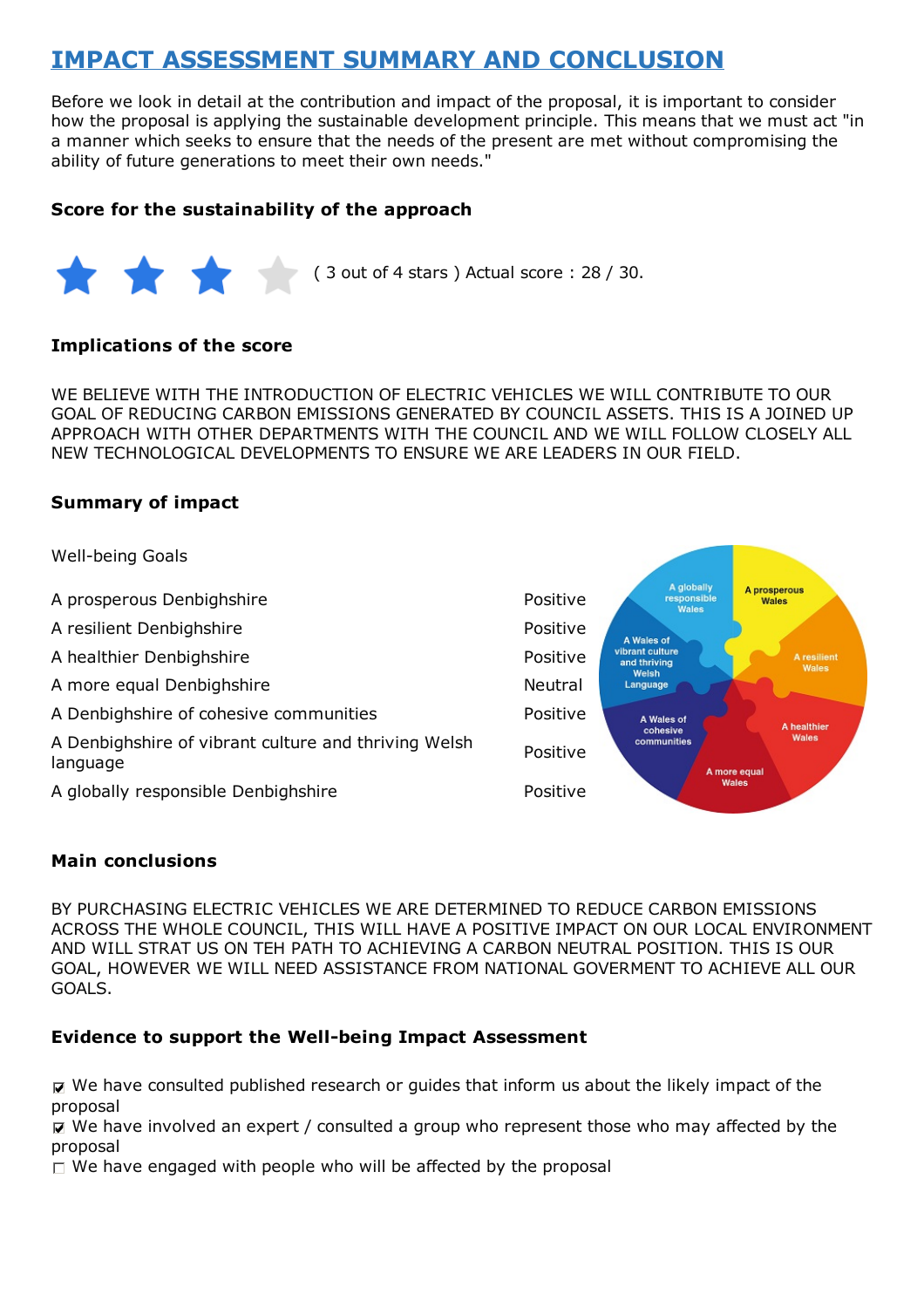# IMPACT ASSESSMENT SUMMARY AND CONCLUSION

Before we look in detail at the contribution and impact of the proposal, it is important to consider how the proposal is applying the sustainable development principle. This means that we must act "in a manner which seeks to ensure that the needs of the present are met without compromising the ability of future generations to meet their own needs."

### Score for the sustainability of the approach

( 3 out of 4 stars ) Actual score : 28 / 30.

### Implications of the score

WE BELIEVE WITH THE INTRODUCTION OF ELECTRIC VEHICLES WE WILL CONTRIBUTE TO OUR GOAL OF REDUCING CARBON EMISSIONS GENERATED BY COUNCIL ASSETS. THIS IS A JOINED UP APPROACH WITH OTHER DEPARTMENTS WITH THE COUNCIL AND WE WILL FOLLOW CLOSELY ALL NEW TECHNOLOGICAL DEVELOPMENTS TO ENSURE WE ARE LEADERS IN OUR FIELD.

### Summary of impact

| Well-being Goals | |
|---|---|
| A prosperous Denbighshire | Positive |
| A resilient Denbighshire | Positive |
| A healthier Denbighshire | Positive |
| A more equal Denbighshire | Neutral |
| A Denbighshire of cohesive communities | Positive |
| A Denbighshire of vibrant culture and thriving Welsh language | Positive |
| A globally responsible Denbighshire | Positive |

### Main conclusions

BY PURCHASING ELECTRIC VEHICLES WE ARE DETERMINED TO REDUCE CARBON EMISSIONS ACROSS THE WHOLE COUNCIL, THIS WILL HAVE A POSITIVE IMPACT ON OUR LOCAL ENVIRONMENT AND WILL STRAT US ON TEH PATH TO ACHIEVING A CARBON NEUTRAL POSITION. THIS IS OUR GOAL, HOWEVER WE WILL NEED ASSISTANCE FROM NATIONAL GOVERMENT TO ACHIEVE ALL OUR GOALS.

### Evidence to support the Well-being Impact Assessment

- [x] We have consulted published research or guides that inform us about the likely impact of the proposal
- [x] We have involved an expert / consulted a group who represent those who may affected by the proposal
- [ ] We have engaged with people who will be affected by the proposal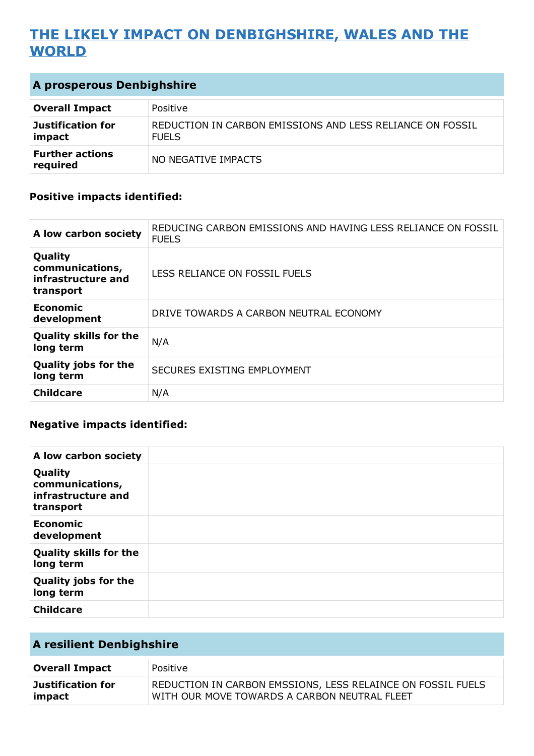## THE LIKELY IMPACT ON DENBIGHSHIRE, WALES AND THE WORLD

### A prosperous Denbighshire

| | |
|---|---|
| **Overall Impact** | Positive |
| **Justification for impact** | REDUCTION IN CARBON EMISSIONS AND LESS RELIANCE ON FOSSIL FUELS |
| **Further actions required** | NO NEGATIVE IMPACTS |

**Positive impacts identified:**

| | |
|---|---|
| **A low carbon society** | REDUCING CARBON EMISSIONS AND HAVING LESS RELIANCE ON FOSSIL FUELS |
| **Quality communications, infrastructure and transport** | LESS RELIANCE ON FOSSIL FUELS |
| **Economic development** | DRIVE TOWARDS A CARBON NEUTRAL ECONOMY |
| **Quality skills for the long term** | N/A |
| **Quality jobs for the long term** | SECURES EXISTING EMPLOYMENT |
| **Childcare** | N/A |

**Negative impacts identified:**

| | |
|---|---|
| **A low carbon society** | |
| **Quality communications, infrastructure and transport** | |
| **Economic development** | |
| **Quality skills for the long term** | |
| **Quality jobs for the long term** | |
| **Childcare** | |

### A resilient Denbighshire

| | |
|---|---|
| **Overall Impact** | Positive |
| **Justification for impact** | REDUCTION IN CARBON EMSSIONS, LESS RELAINCE ON FOSSIL FUELS WITH OUR MOVE TOWARDS A CARBON NEUTRAL FLEET |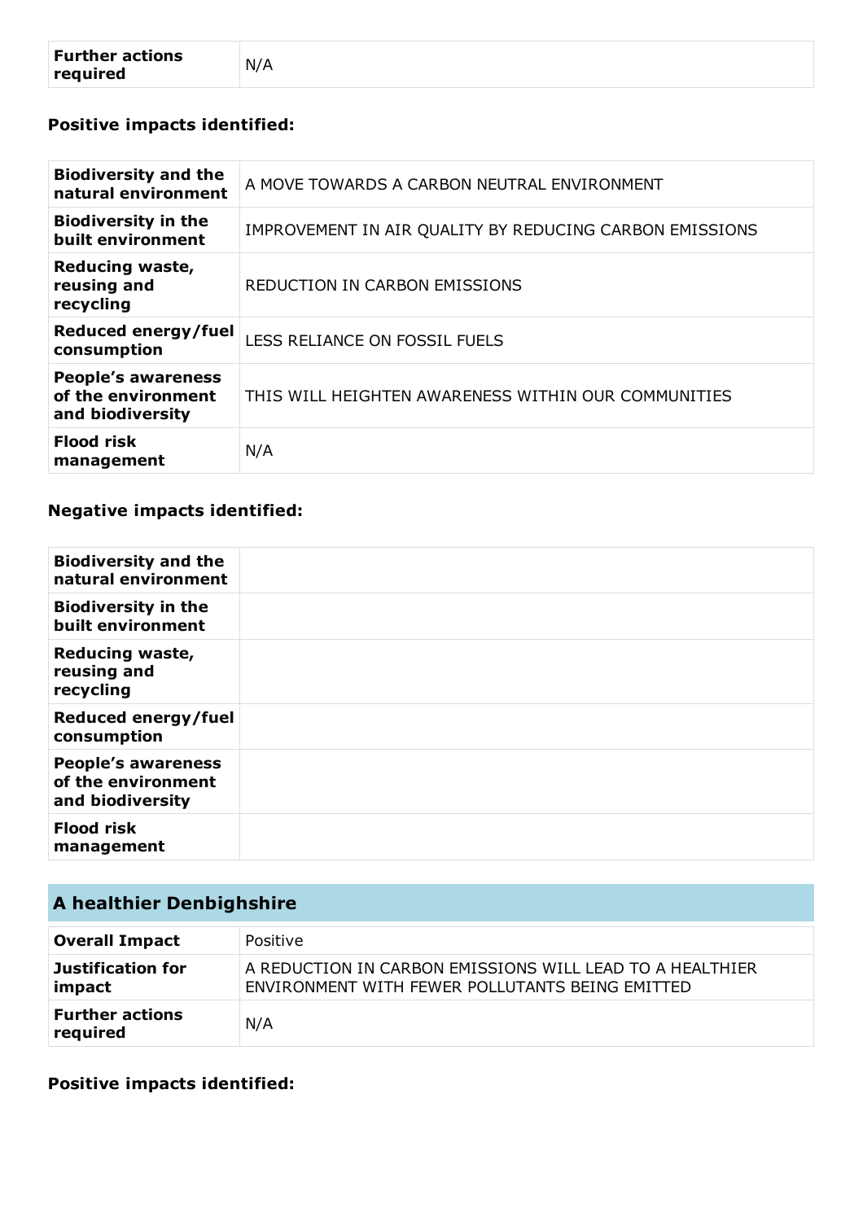| Further actions required | N/A |
|---|---|

### Positive impacts identified:

| | |
|---|---|
| **Biodiversity and the natural environment** | A MOVE TOWARDS A CARBON NEUTRAL ENVIRONMENT |
| **Biodiversity in the built environment** | IMPROVEMENT IN AIR QUALITY BY REDUCING CARBON EMISSIONS |
| **Reducing waste, reusing and recycling** | REDUCTION IN CARBON EMISSIONS |
| **Reduced energy/fuel consumption** | LESS RELIANCE ON FOSSIL FUELS |
| **People's awareness of the environment and biodiversity** | THIS WILL HEIGHTEN AWARENESS WITHIN OUR COMMUNITIES |
| **Flood risk management** | N/A |

### Negative impacts identified:

| | |
|---|---|
| **Biodiversity and the natural environment** | |
| **Biodiversity in the built environment** | |
| **Reducing waste, reusing and recycling** | |
| **Reduced energy/fuel consumption** | |
| **People's awareness of the environment and biodiversity** | |
| **Flood risk management** | |

## A healthier Denbighshire

| | |
|---|---|
| **Overall Impact** | Positive |
| **Justification for impact** | A REDUCTION IN CARBON EMISSIONS WILL LEAD TO A HEALTHIER ENVIRONMENT WITH FEWER POLLUTANTS BEING EMITTED |
| **Further actions required** | N/A |

### Positive impacts identified: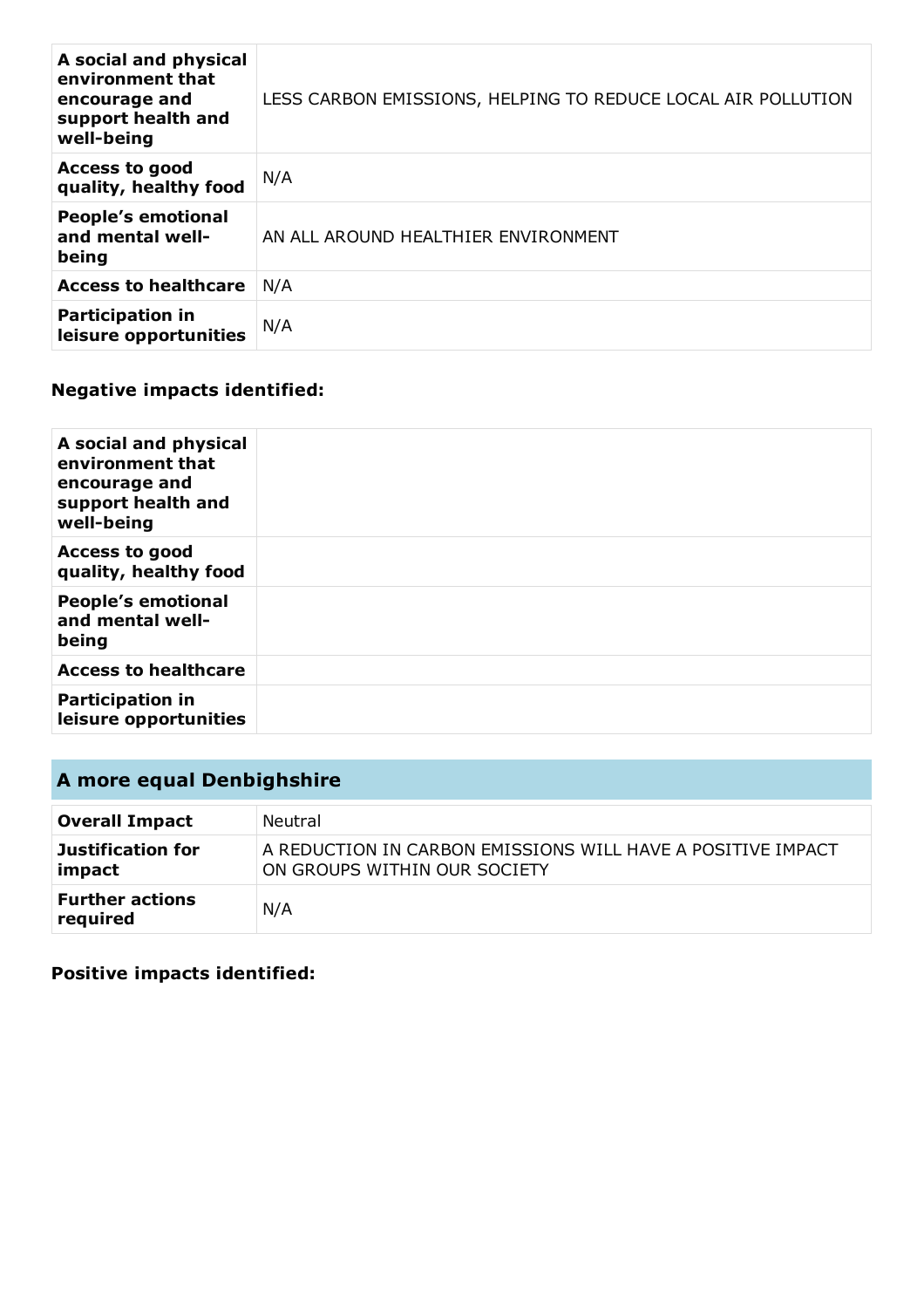| | |
|---|---|
| **A social and physical environment that encourage and support health and well-being** | LESS CARBON EMISSIONS, HELPING TO REDUCE LOCAL AIR POLLUTION |
| **Access to good quality, healthy food** | N/A |
| **People's emotional and mental well-being** | AN ALL AROUND HEALTHIER ENVIRONMENT |
| **Access to healthcare** | N/A |
| **Participation in leisure opportunities** | N/A |

### Negative impacts identified:

| | |
|---|---|
| **A social and physical environment that encourage and support health and well-being** | |
| **Access to good quality, healthy food** | |
| **People's emotional and mental well-being** | |
| **Access to healthcare** | |
| **Participation in leisure opportunities** | |

## A more equal Denbighshire

| | |
|---|---|
| **Overall Impact** | Neutral |
| **Justification for impact** | A REDUCTION IN CARBON EMISSIONS WILL HAVE A POSITIVE IMPACT ON GROUPS WITHIN OUR SOCIETY |
| **Further actions required** | N/A |

### Positive impacts identified: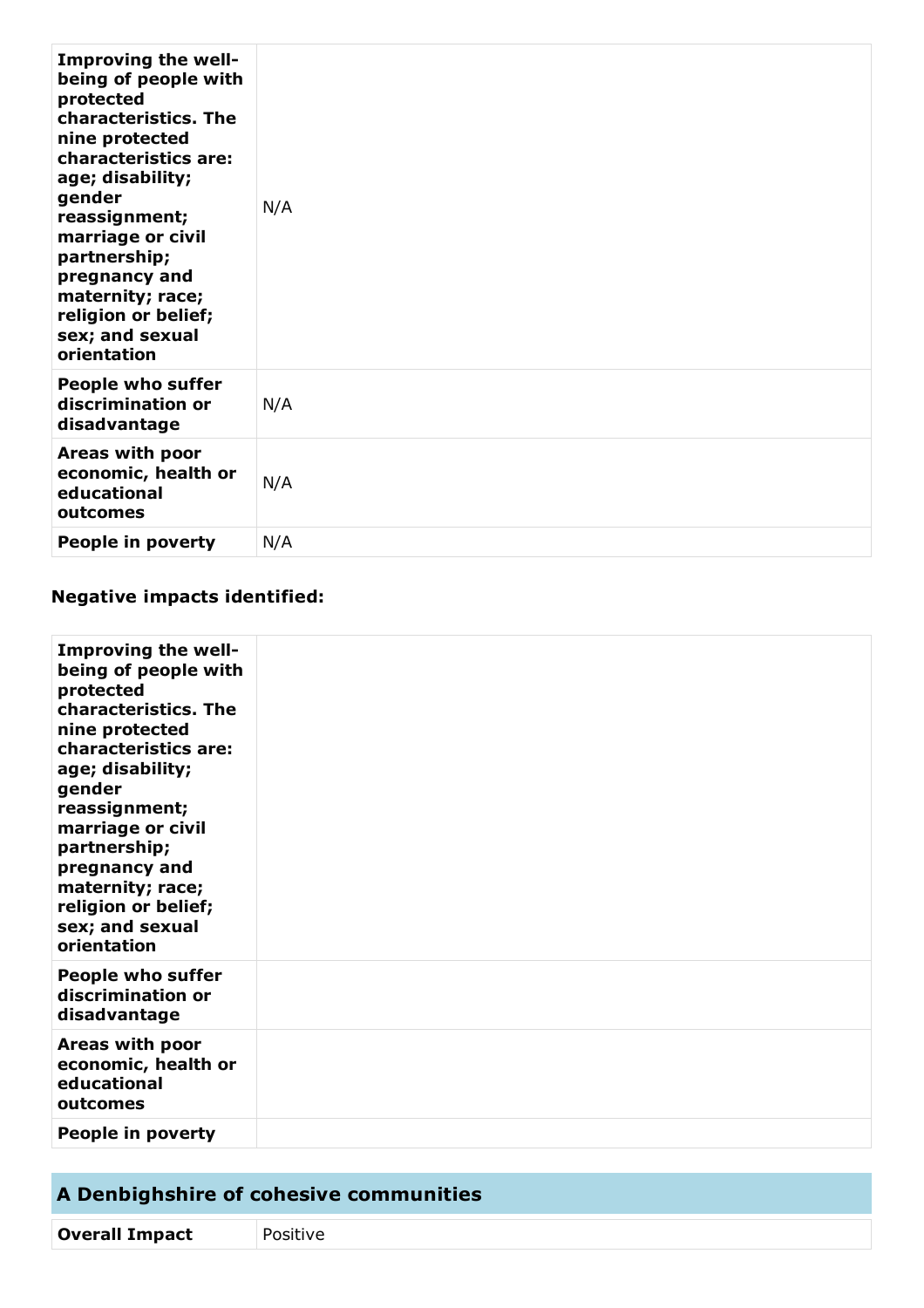| | |
|---|---|
| **Improving the well-being of people with protected characteristics. The nine protected characteristics are: age; disability; gender reassignment; marriage or civil partnership; pregnancy and maternity; race; religion or belief; sex; and sexual orientation** | N/A |
| **People who suffer discrimination or disadvantage** | N/A |
| **Areas with poor economic, health or educational outcomes** | N/A |
| **People in poverty** | N/A |

### Negative impacts identified:

| | |
|---|---|
| **Improving the well-being of people with protected characteristics. The nine protected characteristics are: age; disability; gender reassignment; marriage or civil partnership; pregnancy and maternity; race; religion or belief; sex; and sexual orientation** | |
| **People who suffer discrimination or disadvantage** | |
| **Areas with poor economic, health or educational outcomes** | |
| **People in poverty** | |

## A Denbighshire of cohesive communities

| | |
|---|---|
| **Overall Impact** | Positive |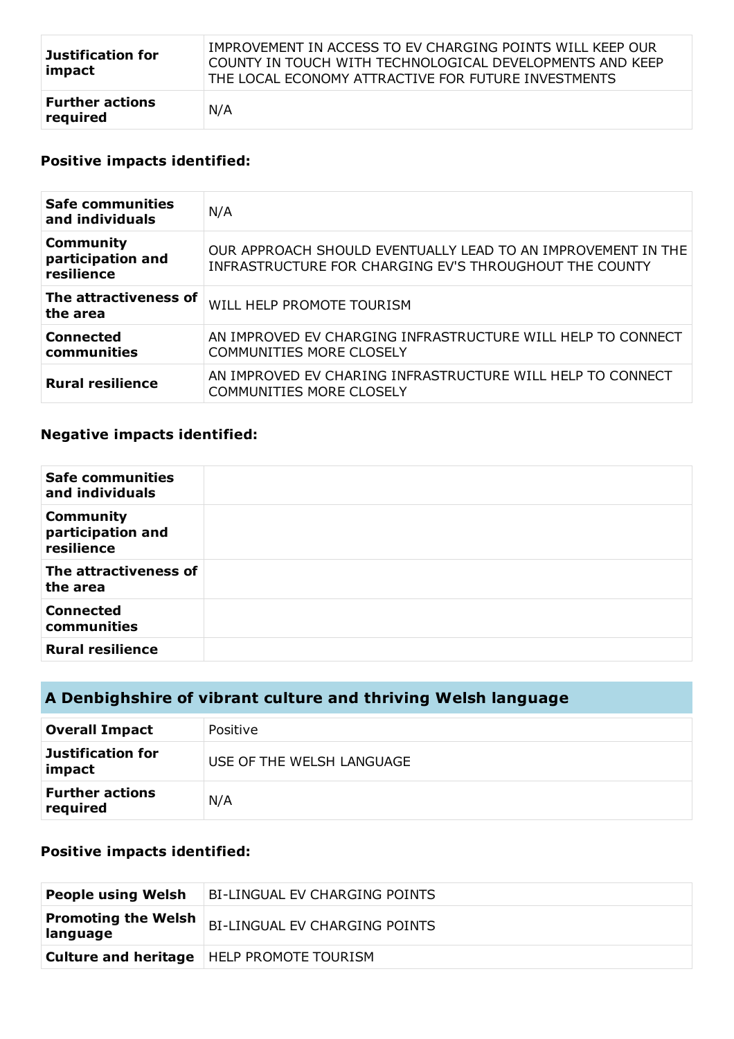| | |
|---|---|
| **Justification for impact** | IMPROVEMENT IN ACCESS TO EV CHARGING POINTS WILL KEEP OUR COUNTY IN TOUCH WITH TECHNOLOGICAL DEVELOPMENTS AND KEEP THE LOCAL ECONOMY ATTRACTIVE FOR FUTURE INVESTMENTS |
| **Further actions required** | N/A |

### Positive impacts identified:

| | |
|---|---|
| **Safe communities and individuals** | N/A |
| **Community participation and resilience** | OUR APPROACH SHOULD EVENTUALLY LEAD TO AN IMPROVEMENT IN THE INFRASTRUCTURE FOR CHARGING EV'S THROUGHOUT THE COUNTY |
| **The attractiveness of the area** | WILL HELP PROMOTE TOURISM |
| **Connected communities** | AN IMPROVED EV CHARGING INFRASTRUCTURE WILL HELP TO CONNECT COMMUNITIES MORE CLOSELY |
| **Rural resilience** | AN IMPROVED EV CHARING INFRASTRUCTURE WILL HELP TO CONNECT COMMUNITIES MORE CLOSELY |

### Negative impacts identified:

| | |
|---|---|
| **Safe communities and individuals** | |
| **Community participation and resilience** | |
| **The attractiveness of the area** | |
| **Connected communities** | |
| **Rural resilience** | |

## A Denbighshire of vibrant culture and thriving Welsh language

| | |
|---|---|
| **Overall Impact** | Positive |
| **Justification for impact** | USE OF THE WELSH LANGUAGE |
| **Further actions required** | N/A |

### Positive impacts identified:

| | |
|---|---|
| **People using Welsh** | BI-LINGUAL EV CHARGING POINTS |
| **Promoting the Welsh language** | BI-LINGUAL EV CHARGING POINTS |
| **Culture and heritage** | HELP PROMOTE TOURISM |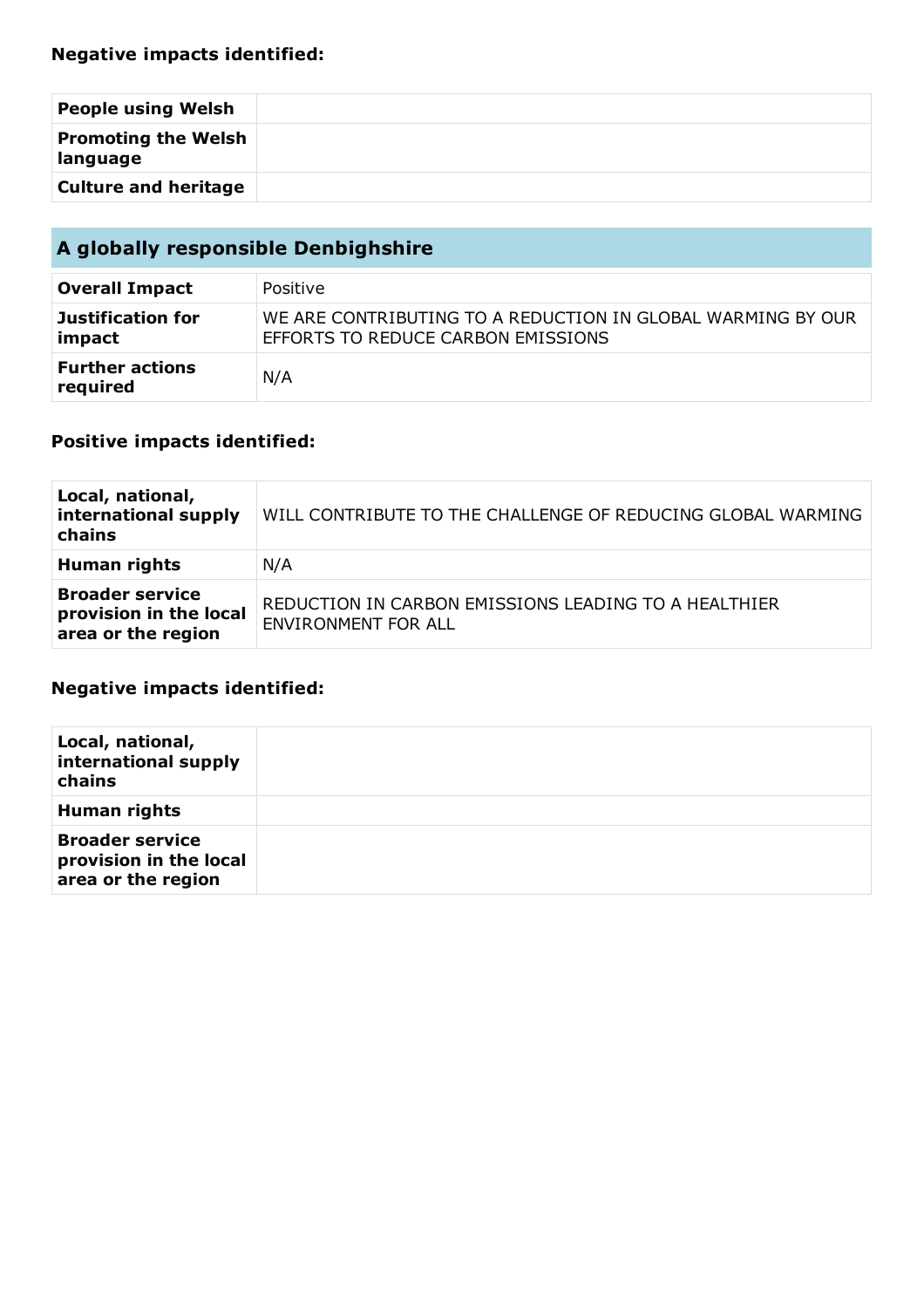**Negative impacts identified:**

| | |
|---|---|
| **People using Welsh** | |
| **Promoting the Welsh language** | |
| **Culture and heritage** | |

## A globally responsible Denbighshire

| | |
|---|---|
| **Overall Impact** | Positive |
| **Justification for impact** | WE ARE CONTRIBUTING TO A REDUCTION IN GLOBAL WARMING BY OUR EFFORTS TO REDUCE CARBON EMISSIONS |
| **Further actions required** | N/A |

**Positive impacts identified:**

| | |
|---|---|
| **Local, national, international supply chains** | WILL CONTRIBUTE TO THE CHALLENGE OF REDUCING GLOBAL WARMING |
| **Human rights** | N/A |
| **Broader service provision in the local area or the region** | REDUCTION IN CARBON EMISSIONS LEADING TO A HEALTHIER ENVIRONMENT FOR ALL |

**Negative impacts identified:**

| | |
|---|---|
| **Local, national, international supply chains** | |
| **Human rights** | |
| **Broader service provision in the local area or the region** | |